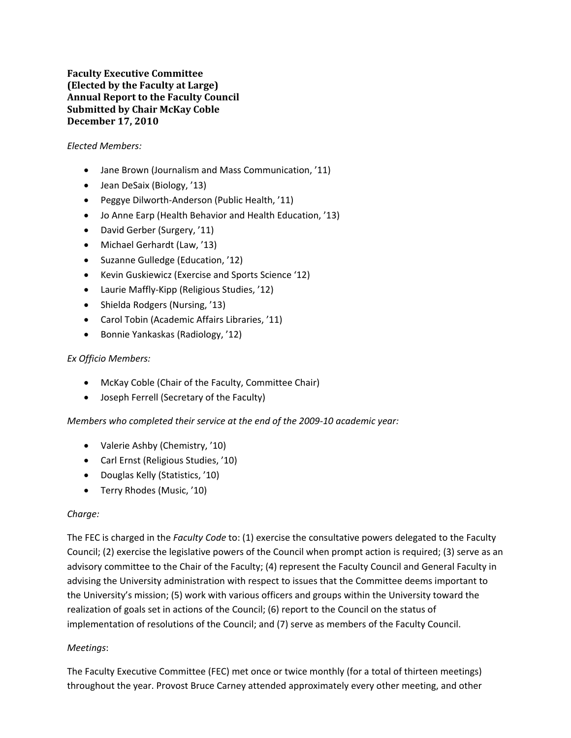**Faculty Executive Committee**
**(Elected by the Faculty at Large)**
**Annual Report to the Faculty Council**
**Submitted by Chair McKay Coble**
**December 17, 2010**

*Elected Members:*

- Jane Brown (Journalism and Mass Communication, ’11)
- Jean DeSaix (Biology, ’13)
- Peggye Dilworth-Anderson (Public Health, ’11)
- Jo Anne Earp (Health Behavior and Health Education, ’13)
- David Gerber (Surgery, ’11)
- Michael Gerhardt (Law, ’13)
- Suzanne Gulledge (Education, ’12)
- Kevin Guskiewicz (Exercise and Sports Science ‘12)
- Laurie Maffly-Kipp (Religious Studies, ’12)
- Shielda Rodgers (Nursing, ’13)
- Carol Tobin (Academic Affairs Libraries, ’11)
- Bonnie Yankaskas (Radiology, ’12)

*Ex Officio Members:*

- McKay Coble (Chair of the Faculty, Committee Chair)
- Joseph Ferrell (Secretary of the Faculty)

*Members who completed their service at the end of the 2009-10 academic year:*

- Valerie Ashby (Chemistry, ’10)
- Carl Ernst (Religious Studies, ’10)
- Douglas Kelly (Statistics, ’10)
- Terry Rhodes (Music, ’10)

*Charge:*

The FEC is charged in the *Faculty Code* to: (1) exercise the consultative powers delegated to the Faculty Council; (2) exercise the legislative powers of the Council when prompt action is required; (3) serve as an advisory committee to the Chair of the Faculty; (4) represent the Faculty Council and General Faculty in advising the University administration with respect to issues that the Committee deems important to the University’s mission; (5) work with various officers and groups within the University toward the realization of goals set in actions of the Council; (6) report to the Council on the status of implementation of resolutions of the Council; and (7) serve as members of the Faculty Council.

*Meetings*:

The Faculty Executive Committee (FEC) met once or twice monthly (for a total of thirteen meetings) throughout the year. Provost Bruce Carney attended approximately every other meeting, and other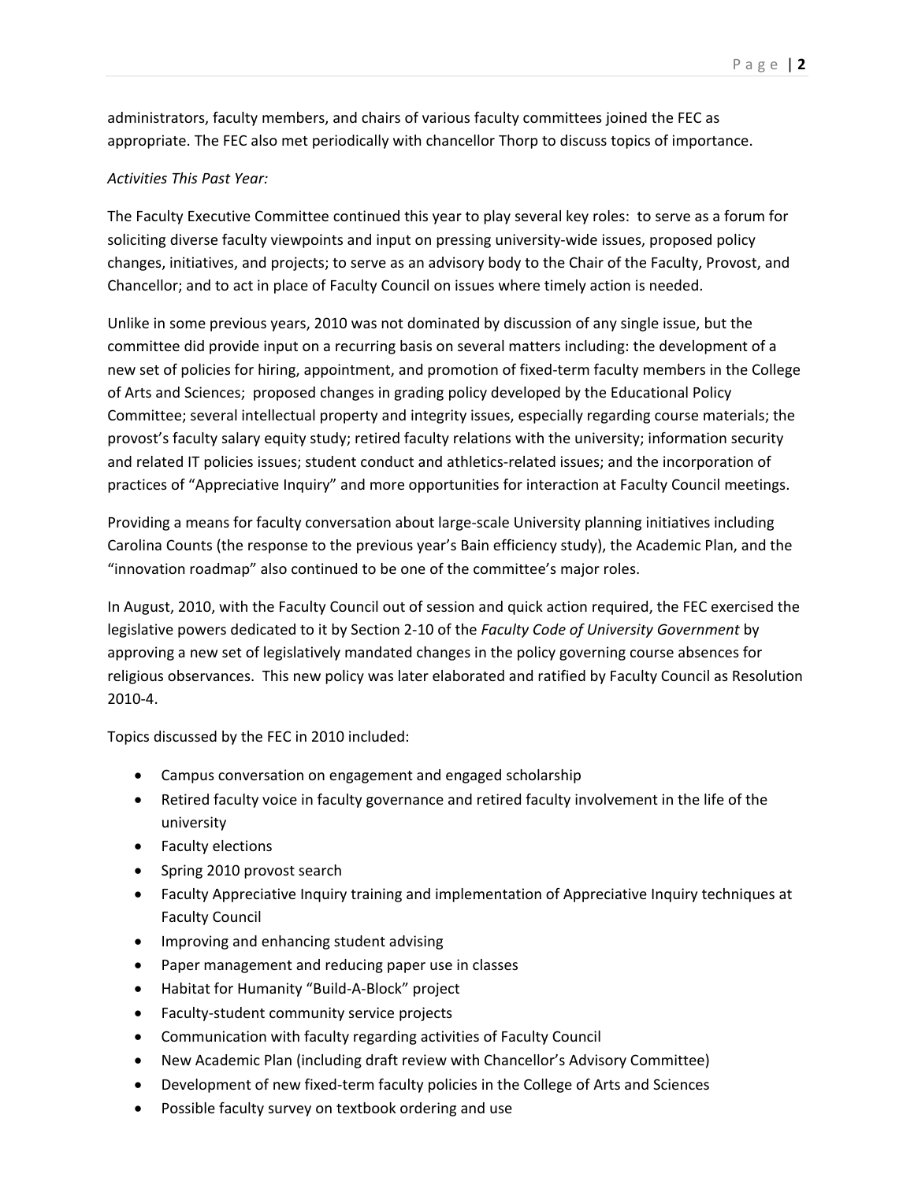administrators, faculty members, and chairs of various faculty committees joined the FEC as appropriate. The FEC also met periodically with chancellor Thorp to discuss topics of importance.

*Activities This Past Year:*

The Faculty Executive Committee continued this year to play several key roles: to serve as a forum for soliciting diverse faculty viewpoints and input on pressing university-wide issues, proposed policy changes, initiatives, and projects; to serve as an advisory body to the Chair of the Faculty, Provost, and Chancellor; and to act in place of Faculty Council on issues where timely action is needed.

Unlike in some previous years, 2010 was not dominated by discussion of any single issue, but the committee did provide input on a recurring basis on several matters including: the development of a new set of policies for hiring, appointment, and promotion of fixed-term faculty members in the College of Arts and Sciences; proposed changes in grading policy developed by the Educational Policy Committee; several intellectual property and integrity issues, especially regarding course materials; the provost's faculty salary equity study; retired faculty relations with the university; information security and related IT policies issues; student conduct and athletics-related issues; and the incorporation of practices of "Appreciative Inquiry" and more opportunities for interaction at Faculty Council meetings.

Providing a means for faculty conversation about large-scale University planning initiatives including Carolina Counts (the response to the previous year's Bain efficiency study), the Academic Plan, and the "innovation roadmap" also continued to be one of the committee's major roles.

In August, 2010, with the Faculty Council out of session and quick action required, the FEC exercised the legislative powers dedicated to it by Section 2-10 of the *Faculty Code of University Government* by approving a new set of legislatively mandated changes in the policy governing course absences for religious observances. This new policy was later elaborated and ratified by Faculty Council as Resolution 2010-4.

Topics discussed by the FEC in 2010 included:

- Campus conversation on engagement and engaged scholarship
- Retired faculty voice in faculty governance and retired faculty involvement in the life of the university
- Faculty elections
- Spring 2010 provost search
- Faculty Appreciative Inquiry training and implementation of Appreciative Inquiry techniques at Faculty Council
- Improving and enhancing student advising
- Paper management and reducing paper use in classes
- Habitat for Humanity "Build-A-Block" project
- Faculty-student community service projects
- Communication with faculty regarding activities of Faculty Council
- New Academic Plan (including draft review with Chancellor's Advisory Committee)
- Development of new fixed-term faculty policies in the College of Arts and Sciences
- Possible faculty survey on textbook ordering and use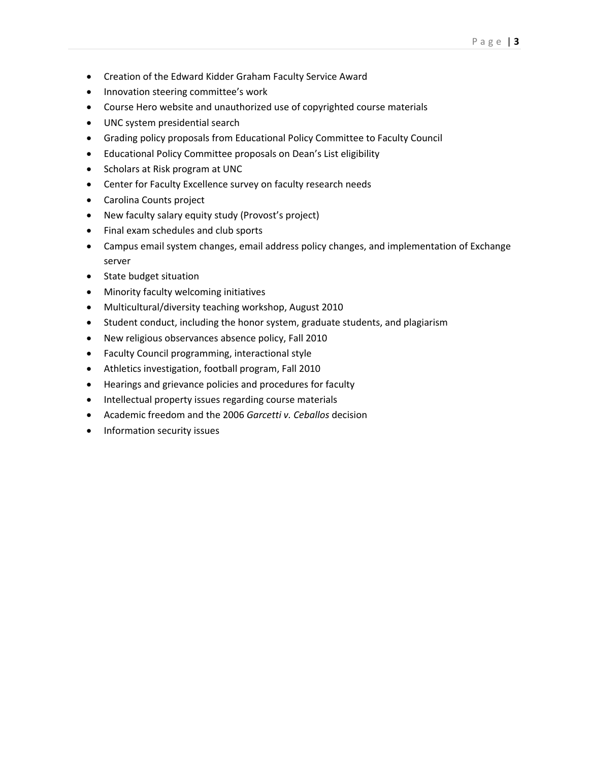- Creation of the Edward Kidder Graham Faculty Service Award
- Innovation steering committee's work
- Course Hero website and unauthorized use of copyrighted course materials
- UNC system presidential search
- Grading policy proposals from Educational Policy Committee to Faculty Council
- Educational Policy Committee proposals on Dean's List eligibility
- Scholars at Risk program at UNC
- Center for Faculty Excellence survey on faculty research needs
- Carolina Counts project
- New faculty salary equity study (Provost's project)
- Final exam schedules and club sports
- Campus email system changes, email address policy changes, and implementation of Exchange server
- State budget situation
- Minority faculty welcoming initiatives
- Multicultural/diversity teaching workshop, August 2010
- Student conduct, including the honor system, graduate students, and plagiarism
- New religious observances absence policy, Fall 2010
- Faculty Council programming, interactional style
- Athletics investigation, football program, Fall 2010
- Hearings and grievance policies and procedures for faculty
- Intellectual property issues regarding course materials
- Academic freedom and the 2006 *Garcetti v. Ceballos* decision
- Information security issues